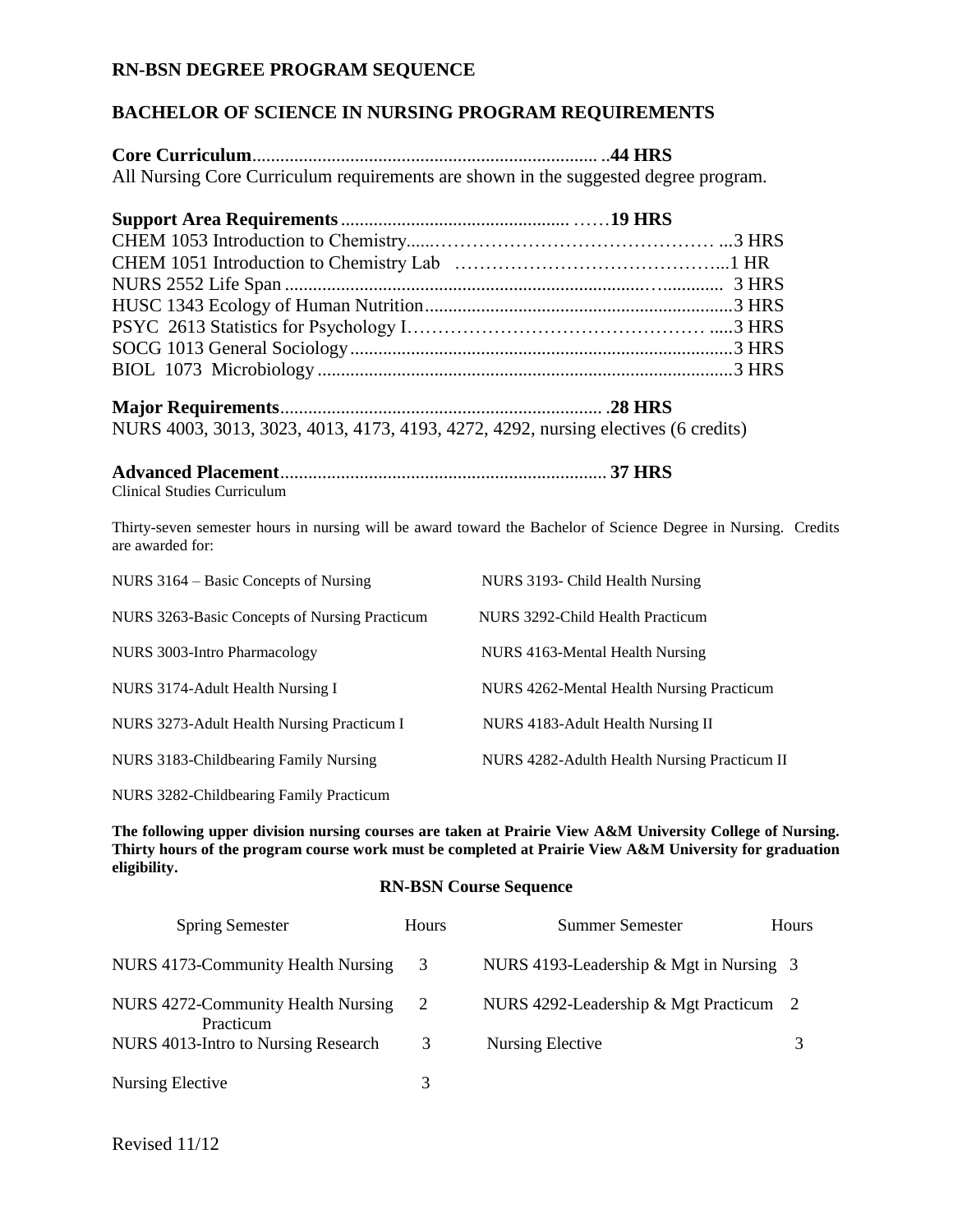# RN-BSN DEGREE PROGRAM SEQUENCE

## BACHELOR OF SCIENCE IN NURSING PROGRAM REQUIREMENTS

**Core Curriculum**............................................................................ ..**44 HRS**

All Nursing Core Curriculum requirements are shown in the suggested degree program.

**Support Area Requirements**................................................. ……**19 HRS**

CHEM 1053 Introduction to Chemistry......……………………………………… ...3 HRS
CHEM 1051 Introduction to Chemistry Lab ……………………………………...1 HR
NURS 2552 Life Span ................................................................................….............. 3 HRS
HUSC 1343 Ecology of Human Nutrition..................................................................3 HRS
PSYC 2613 Statistics for Psychology I……………………………………… .....3 HRS
SOCG 1013 General Sociology..................................................................................3 HRS
BIOL 1073 Microbiology ..........................................................................................3 HRS

**Major Requirements**..................................................................... .**28 HRS**

NURS 4003, 3013, 3023, 4013, 4173, 4193, 4272, 4292, nursing electives (6 credits)

**Advanced Placement**...................................................................... **37 HRS**

Clinical Studies Curriculum

Thirty-seven semester hours in nursing will be award toward the Bachelor of Science Degree in Nursing. Credits are awarded for:

NURS 3164 – Basic Concepts of Nursing
NURS 3263-Basic Concepts of Nursing Practicum
NURS 3003-Intro Pharmacology
NURS 3174-Adult Health Nursing I
NURS 3273-Adult Health Nursing Practicum I
NURS 3183-Childbearing Family Nursing
NURS 3282-Childbearing Family Practicum
NURS 3193- Child Health Nursing
NURS 3292-Child Health Practicum
NURS 4163-Mental Health Nursing
NURS 4262-Mental Health Nursing Practicum
NURS 4183-Adult Health Nursing II
NURS 4282-Adulth Health Nursing Practicum II

**The following upper division nursing courses are taken at Prairie View A&M University College of Nursing. Thirty hours of the program course work must be completed at Prairie View A&M University for graduation eligibility.**

**RN-BSN Course Sequence**

| Spring Semester | Hours | Summer Semester | Hours |
|---|---|---|---|
| NURS 4173-Community Health Nursing | 3 | NURS 4193-Leadership & Mgt in Nursing | 3 |
| NURS 4272-Community Health Nursing Practicum | 2 | NURS 4292-Leadership & Mgt Practicum | 2 |
| NURS 4013-Intro to Nursing Research | 3 | Nursing Elective | 3 |
| Nursing Elective | 3 | | |

Revised 11/12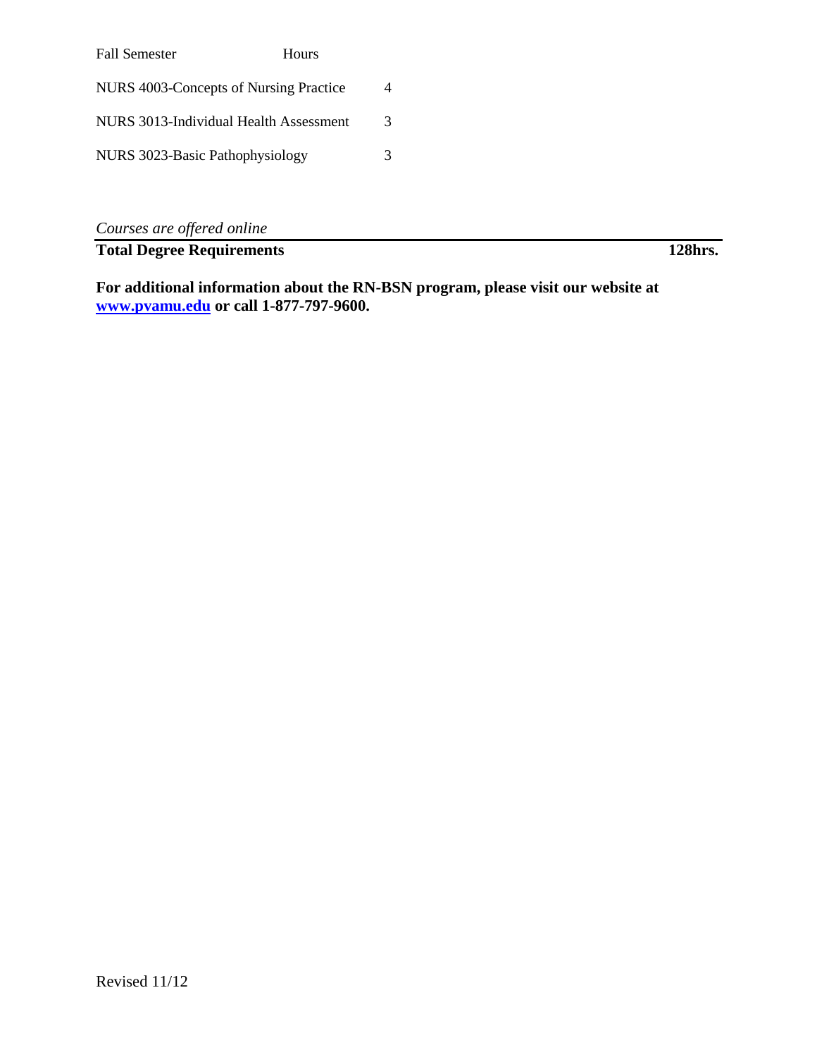| Fall Semester | Hours |
|---|---|
| NURS 4003-Concepts of Nursing Practice | 4 |
| NURS 3013-Individual Health Assessment | 3 |
| NURS 3023-Basic Pathophysiology | 3 |

*Courses are offered online*

**Total Degree Requirements** **128hrs.**

**For additional information about the RN-BSN program, please visit our website at [www.pvamu.edu](http://www.pvamu.edu) or call 1-877-797-9600.**

Revised 11/12